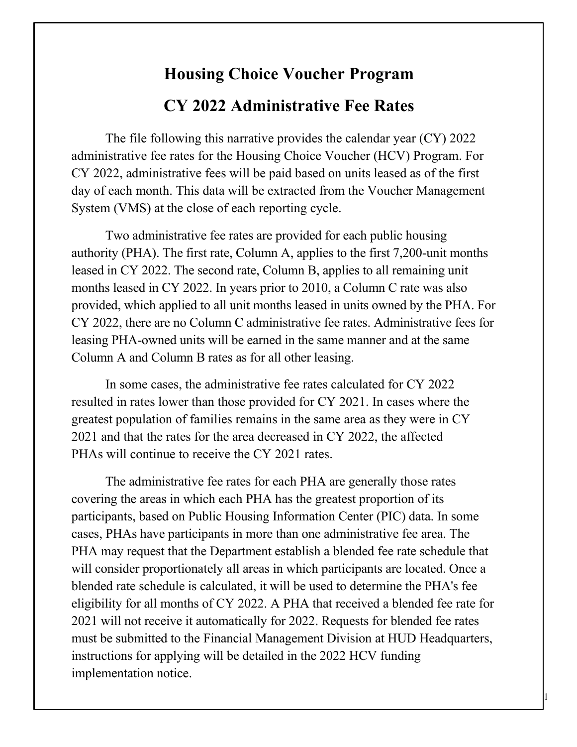# Housing Choice Voucher Program

## CY 2022 Administrative Fee Rates

The file following this narrative provides the calendar year (CY) 2022 administrative fee rates for the Housing Choice Voucher (HCV) Program. For CY 2022, administrative fees will be paid based on units leased as of the first day of each month. This data will be extracted from the Voucher Management System (VMS) at the close of each reporting cycle.

Two administrative fee rates are provided for each public housing authority (PHA). The first rate, Column A, applies to the first 7,200-unit months leased in CY 2022. The second rate, Column B, applies to all remaining unit months leased in CY 2022. In years prior to 2010, a Column C rate was also provided, which applied to all unit months leased in units owned by the PHA. For CY 2022, there are no Column C administrative fee rates. Administrative fees for leasing PHA-owned units will be earned in the same manner and at the same Column A and Column B rates as for all other leasing.

In some cases, the administrative fee rates calculated for CY 2022 resulted in rates lower than those provided for CY 2021. In cases where the greatest population of families remains in the same area as they were in CY 2021 and that the rates for the area decreased in CY 2022, the affected PHAs will continue to receive the CY 2021 rates.

The administrative fee rates for each PHA are generally those rates covering the areas in which each PHA has the greatest proportion of its participants, based on Public Housing Information Center (PIC) data. In some cases, PHAs have participants in more than one administrative fee area. The PHA may request that the Department establish a blended fee rate schedule that will consider proportionately all areas in which participants are located. Once a blended rate schedule is calculated, it will be used to determine the PHA's fee eligibility for all months of CY 2022. A PHA that received a blended fee rate for 2021 will not receive it automatically for 2022. Requests for blended fee rates must be submitted to the Financial Management Division at HUD Headquarters, instructions for applying will be detailed in the 2022 HCV funding implementation notice.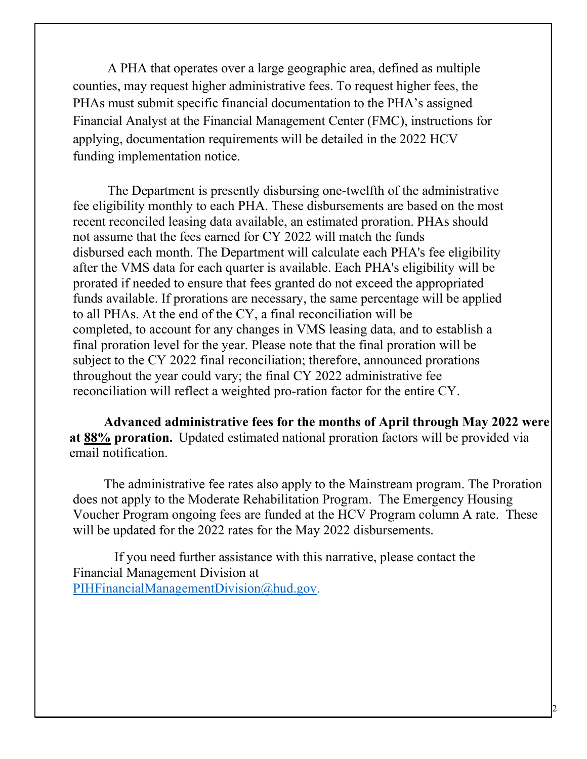A PHA that operates over a large geographic area, defined as multiple counties, may request higher administrative fees. To request higher fees, the PHAs must submit specific financial documentation to the PHA's assigned Financial Analyst at the Financial Management Center (FMC), instructions for applying, documentation requirements will be detailed in the 2022 HCV funding implementation notice.

The Department is presently disbursing one-twelfth of the administrative fee eligibility monthly to each PHA. These disbursements are based on the most recent reconciled leasing data available, an estimated proration. PHAs should not assume that the fees earned for CY 2022 will match the funds disbursed each month. The Department will calculate each PHA's fee eligibility after the VMS data for each quarter is available. Each PHA's eligibility will be prorated if needed to ensure that fees granted do not exceed the appropriated funds available. If prorations are necessary, the same percentage will be applied to all PHAs. At the end of the CY, a final reconciliation will be completed, to account for any changes in VMS leasing data, and to establish a final proration level for the year. Please note that the final proration will be subject to the CY 2022 final reconciliation; therefore, announced prorations throughout the year could vary; the final CY 2022 administrative fee reconciliation will reflect a weighted pro-ration factor for the entire CY.

**Advanced administrative fees for the months of April through May 2022 were at <u>88%</u> proration.** Updated estimated national proration factors will be provided via email notification.

The administrative fee rates also apply to the Mainstream program. The Proration does not apply to the Moderate Rehabilitation Program. The Emergency Housing Voucher Program ongoing fees are funded at the HCV Program column A rate. These will be updated for the 2022 rates for the May 2022 disbursements.

If you need further assistance with this narrative, please contact the Financial Management Division at PIHFinancialManagementDivision@hud.gov.